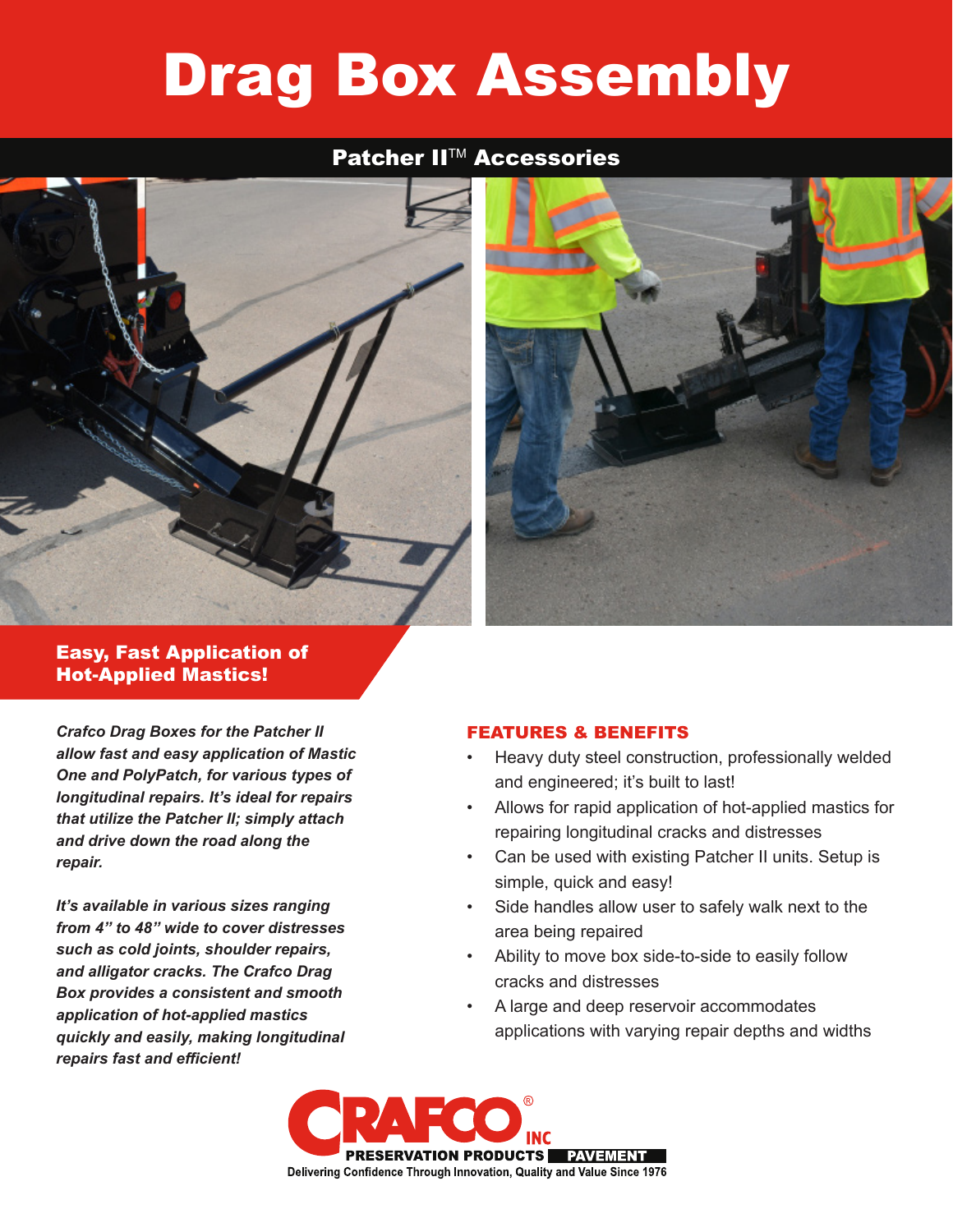# Drag Box Assembly

## Patcher II™ Accessories

### Easy, Fast Application of Hot-Applied Mastics!

***Crafco Drag Boxes for the Patcher II allow fast and easy application of Mastic One and PolyPatch, for various types of longitudinal repairs. It's ideal for repairs that utilize the Patcher II; simply attach and drive down the road along the repair.***

***It's available in various sizes ranging from 4" to 48" wide to cover distresses such as cold joints, shoulder repairs, and alligator cracks. The Crafco Drag Box provides a consistent and smooth application of hot-applied mastics quickly and easily, making longitudinal repairs fast and efficient!***

### FEATURES & BENEFITS

- Heavy duty steel construction, professionally welded and engineered; it's built to last!
- Allows for rapid application of hot-applied mastics for repairing longitudinal cracks and distresses
- Can be used with existing Patcher II units. Setup is simple, quick and easy!
- Side handles allow user to safely walk next to the area being repaired
- Ability to move box side-to-side to easily follow cracks and distresses
- A large and deep reservoir accommodates applications with varying repair depths and widths

CRAFCO® INC
PRESERVATION PRODUCTS PAVEMENT
Delivering Confidence Through Innovation, Quality and Value Since 1976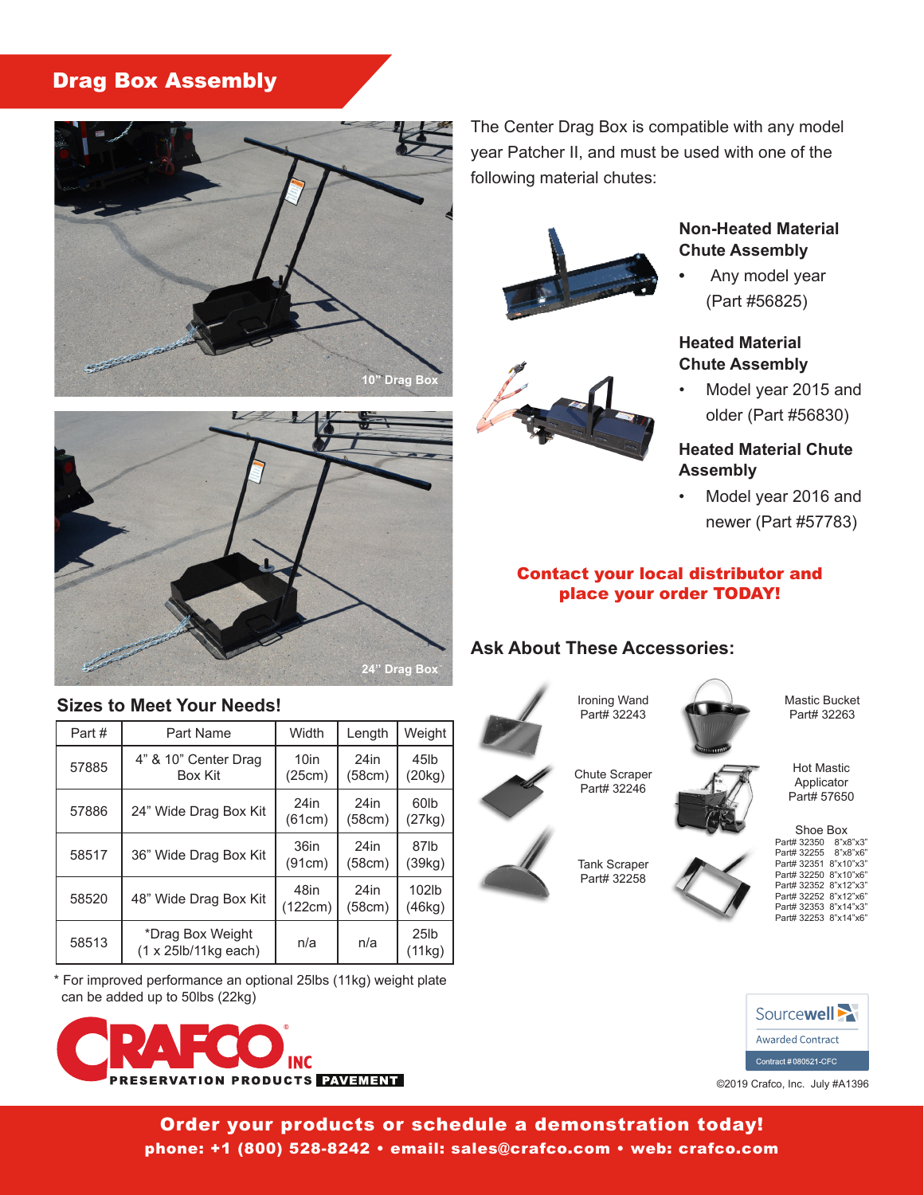## Drag Box Assembly

10" Drag Box

24" Drag Box

### Sizes to Meet Your Needs!

| Part # | Part Name | Width | Length | Weight |
|---|---|---|---|---|
| 57885 | 4" & 10" Center Drag Box Kit | 10in (25cm) | 24in (58cm) | 45lb (20kg) |
| 57886 | 24" Wide Drag Box Kit | 24in (61cm) | 24in (58cm) | 60lb (27kg) |
| 58517 | 36" Wide Drag Box Kit | 36in (91cm) | 24in (58cm) | 87lb (39kg) |
| 58520 | 48" Wide Drag Box Kit | 48in (122cm) | 24in (58cm) | 102lb (46kg) |
| 58513 | *Drag Box Weight (1 x 25lb/11kg each) | n/a | n/a | 25lb (11kg) |

\* For improved performance an optional 25lbs (11kg) weight plate can be added up to 50lbs (22kg)

The Center Drag Box is compatible with any model year Patcher II, and must be used with one of the following material chutes:

**Non-Heated Material Chute Assembly**

- Any model year (Part #56825)

**Heated Material Chute Assembly**

- Model year 2015 and older (Part #56830)

**Heated Material Chute Assembly**

- Model year 2016 and newer (Part #57783)

**Contact your local distributor and place your order TODAY!**

### Ask About These Accessories:

Ironing Wand
Part# 32243

Mastic Bucket
Part# 32263

Chute Scraper
Part# 32246

Hot Mastic Applicator
Part# 57650

Tank Scraper
Part# 32258

Shoe Box
Part# 32350 8"x8"x3"
Part# 32255 8"x8"x6"
Part# 32351 8"x10"x3"
Part# 32250 8"x10"x6"
Part# 32352 8"x12"x3"
Part# 32252 8"x12"x6"
Part# 32353 8"x14"x3"
Part# 32253 8"x14"x6"

CRAFCO INC® PRESERVATION PRODUCTS PAVEMENT

Sourcewell Awarded Contract
Contract # 080521-CFC

©2019 Crafco, Inc. July #A1396

**Order your products or schedule a demonstration today!**
**phone: +1 (800) 528-8242 • email: sales@crafco.com • web: crafco.com**